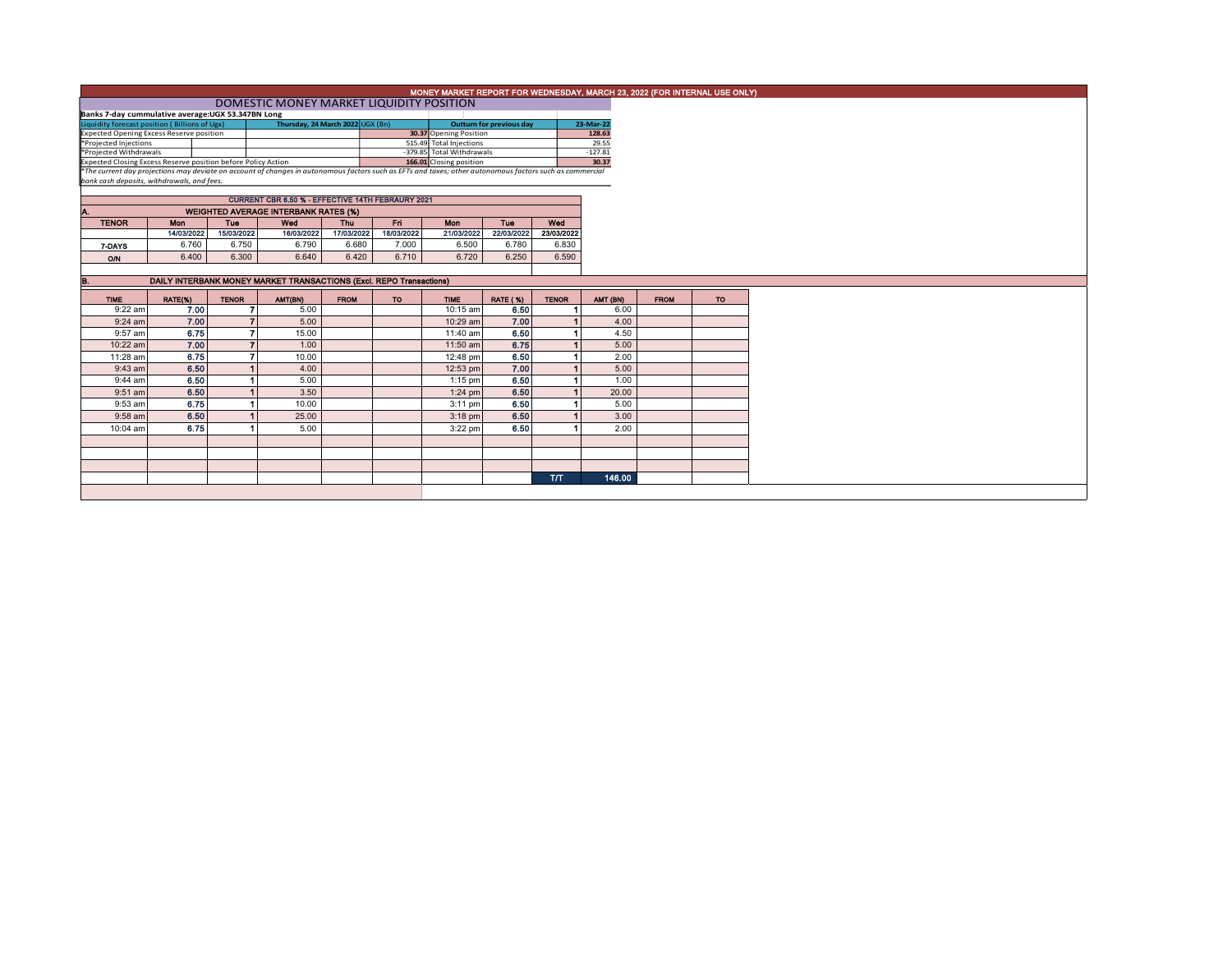# MONEY MARKET REPORT FOR WEDNESDAY, MARCH 23, 2022 (FOR INTERNAL USE ONLY)

## DOMESTIC MONEY MARKET LIQUIDITY POSITION

**Banks 7-day cummulative average:UGX 53.347BN Long**

| Liquidity forecast position ( Billions of Ugx) | Thursday, 24 March 2022 UGX (Bn) | Outturn for previous day | 23-Mar-22 |
|---|---|---|---|
| Expected Opening Excess Reserve position | 30.37 | Opening Position | 128.63 |
| *Projected Injections | 515.49 | Total Injections | 29.55 |
| *Projected Withdrawals | -379.85 | Total Withdrawals | -127.81 |
| Expected Closing Excess Reserve position before Policy Action | 166.01 | Closing position | 30.37 |

*The current day projections may deviate on account of changes in autonomous factors such as EFTs and taxes; other autonomous factors such as commercial bank cash deposits, withdrawals, and fees.*

**CURRENT CBR 6.50 % - EFFECTIVE 14TH FEBRAURY 2021**

### A. WEIGHTED AVERAGE INTERBANK RATES (%)

| TENOR | Mon | Tue | Wed | Thu | Fri | Mon | Tue | Wed |
|---|---|---|---|---|---|---|---|---|
| | 14/03/2022 | 15/03/2022 | 16/03/2022 | 17/03/2022 | 18/03/2022 | 21/03/2022 | 22/03/2022 | 23/03/2022 |
| 7-DAYS | 6.760 | 6.750 | 6.790 | 6.680 | 7.000 | 6.500 | 6.780 | 6.830 |
| O/N | 6.400 | 6.300 | 6.640 | 6.420 | 6.710 | 6.720 | 6.250 | 6.590 |

### B. DAILY INTERBANK MONEY MARKET TRANSACTIONS (Excl. REPO Transactions)

| TIME | RATE(%) | TENOR | AMT(BN) | FROM | TO | TIME | RATE ( %) | TENOR | AMT (BN) | FROM | TO |
|---|---|---|---|---|---|---|---|---|---|---|---|
| 9:22 am | 7.00 | 7 | 5.00 | | | 10:15 am | 6.50 | 1 | 6.00 | | |
| 9:24 am | 7.00 | 7 | 5.00 | | | 10:29 am | 7.00 | 1 | 4.00 | | |
| 9:57 am | 6.75 | 7 | 15.00 | | | 11:40 am | 6.50 | 1 | 4.50 | | |
| 10:22 am | 7.00 | 7 | 1.00 | | | 11:50 am | 6.75 | 1 | 5.00 | | |
| 11:28 am | 6.75 | 7 | 10.00 | | | 12:48 pm | 6.50 | 1 | 2.00 | | |
| 9:43 am | 6.50 | 1 | 4.00 | | | 12:53 pm | 7.00 | 1 | 5.00 | | |
| 9:44 am | 6.50 | 1 | 5.00 | | | 1:15 pm | 6.50 | 1 | 1.00 | | |
| 9:51 am | 6.50 | 1 | 3.50 | | | 1:24 pm | 6.50 | 1 | 20.00 | | |
| 9:53 am | 6.75 | 1 | 10.00 | | | 3:11 pm | 6.50 | 1 | 5.00 | | |
| 9:58 am | 6.50 | 1 | 25.00 | | | 3:18 pm | 6.50 | 1 | 3.00 | | |
| 10:04 am | 6.75 | 1 | 5.00 | | | 3:22 pm | 6.50 | 1 | 2.00 | | |
| | | | | | | | | T/T | 146.00 | | |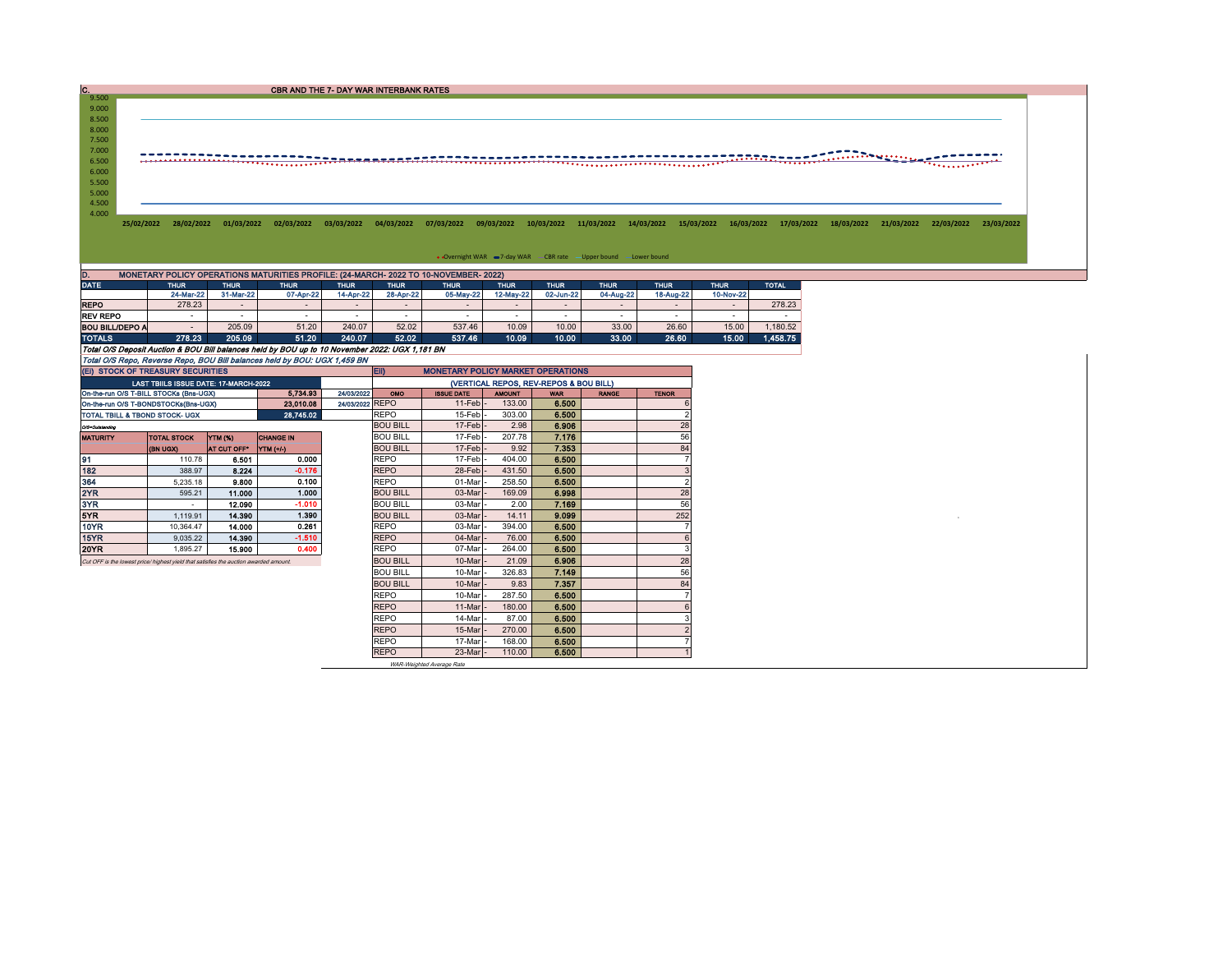## C. CBR AND THE 7- DAY WAR INTERBANK RATES

9.500
9.000
8.500
8.000
7.500
7.000
6.500
6.000
5.500
5.000
4.500
4.000

25/02/2022 28/02/2022 01/03/2022 02/03/2022 03/03/2022 04/03/2022 07/03/2022 09/03/2022 10/03/2022 11/03/2022 14/03/2022 15/03/2022 16/03/2022 17/03/2022 18/03/2022 21/03/2022 22/03/2022 23/03/2022

Overnight WAR, 7-day WAR, CBR rate, Upper bound, Lower bound

## D. MONETARY POLICY OPERATIONS MATURITIES PROFILE: (24-MARCH- 2022 TO 10-NOVEMBER- 2022)

| DATE | THUR | THUR | THUR | THUR | THUR | THUR | THUR | THUR | THUR | THUR | THUR | TOTAL |
|---|---|---|---|---|---|---|---|---|---|---|---|---|
| | 24-Mar-22 | 31-Mar-22 | 07-Apr-22 | 14-Apr-22 | 28-Apr-22 | 05-May-22 | 12-May-22 | 02-Jun-22 | 04-Aug-22 | 18-Aug-22 | 10-Nov-22 | |
| REPO | 278.23 | - | - | - | - | - | - | - | - | - | - | 278.23 |
| REV REPO | - | - | - | - | - | - | - | - | - | - | - | - |
| BOU BILL/DEPO A | - | 205.09 | 51.20 | 240.07 | 52.02 | 537.46 | 10.09 | 10.00 | 33.00 | 26.60 | 15.00 | 1,180.52 |
| TOTALS | 278.23 | 205.09 | 51.20 | 240.07 | 52.02 | 537.46 | 10.09 | 10.00 | 33.00 | 26.60 | 15.00 | 1,458.75 |

*Total O/S Deposit Auction & BOU Bill balances held by BOU up to 10 November 2022: UGX 1,181 BN*

*Total O/S Repo, Reverse Repo, BOU Bill balances held by BOU: UGX 1,459 BN*

## (EI) STOCK OF TREASURY SECURITIES

| LAST TBIILS ISSUE DATE: 17-MARCH-2022 | | |
|---|---|---|
| On-the-run O/S T-BILL STOCKs (Bns-UGX) | 5,734.93 | 24/03/2022 |
| On-the-run O/S T-BONDSTOCKs(Bns-UGX) | 23,010.08 | 24/03/2022 |
| TOTAL TBILL & TBOND STOCK- UGX | 28,745.02 | |

O/S=Outstanding

| MATURITY | TOTAL STOCK (BN UGX) | YTM (%) AT CUT OFF* | CHANGE IN YTM (+/-) |
|---|---|---|---|
| 91 | 110.78 | 6.501 | 0.000 |
| 182 | 388.97 | 8.224 | -0.176 |
| 364 | 5,235.18 | 9.800 | 0.100 |
| 2YR | 595.21 | 11.000 | 1.000 |
| 3YR | - | 12.090 | -1.010 |
| 5YR | 1,119.91 | 14.390 | 1.390 |
| 10YR | 10,364.47 | 14.000 | 0.261 |
| 15YR | 9,035.22 | 14.390 | -1.510 |
| 20YR | 1,895.27 | 15.900 | 0.400 |

*Cut OFF is the lowest price/ highest yield that satisfies the auction awarded amount.*

## EII) MONETARY POLICY MARKET OPERATIONS

(VERTICAL REPOS, REV-REPOS & BOU BILL)

| OMO | ISSUE DATE | AMOUNT | WAR | RANGE | TENOR |
|---|---|---|---|---|---|
| REPO | 11-Feb - | 133.00 | 6.500 | | 6 |
| REPO | 15-Feb - | 303.00 | 6.500 | | 2 |
| BOU BILL | 17-Feb - | 2.98 | 6.906 | | 28 |
| BOU BILL | 17-Feb - | 207.78 | 7.176 | | 56 |
| BOU BILL | 17-Feb - | 9.92 | 7.353 | | 84 |
| REPO | 17-Feb - | 404.00 | 6.500 | | 7 |
| REPO | 28-Feb - | 431.50 | 6.500 | | 3 |
| REPO | 01-Mar - | 258.50 | 6.500 | | 2 |
| BOU BILL | 03-Mar - | 169.09 | 6.998 | | 28 |
| BOU BILL | 03-Mar - | 2.00 | 7.169 | | 56 |
| BOU BILL | 03-Mar - | 14.11 | 9.099 | | 252 |
| REPO | 03-Mar - | 394.00 | 6.500 | | 7 |
| REPO | 04-Mar - | 76.00 | 6.500 | | 6 |
| REPO | 07-Mar - | 264.00 | 6.500 | | 3 |
| BOU BILL | 10-Mar - | 21.09 | 6.906 | | 28 |
| BOU BILL | 10-Mar - | 326.83 | 7.149 | | 56 |
| BOU BILL | 10-Mar - | 9.83 | 7.357 | | 84 |
| REPO | 10-Mar - | 287.50 | 6.500 | | 7 |
| REPO | 11-Mar - | 180.00 | 6.500 | | 6 |
| REPO | 14-Mar - | 87.00 | 6.500 | | 3 |
| REPO | 15-Mar - | 270.00 | 6.500 | | 2 |
| REPO | 17-Mar - | 168.00 | 6.500 | | 7 |
| REPO | 23-Mar - | 110.00 | 6.500 | | 1 |

*WAR-Weighted Average Rate*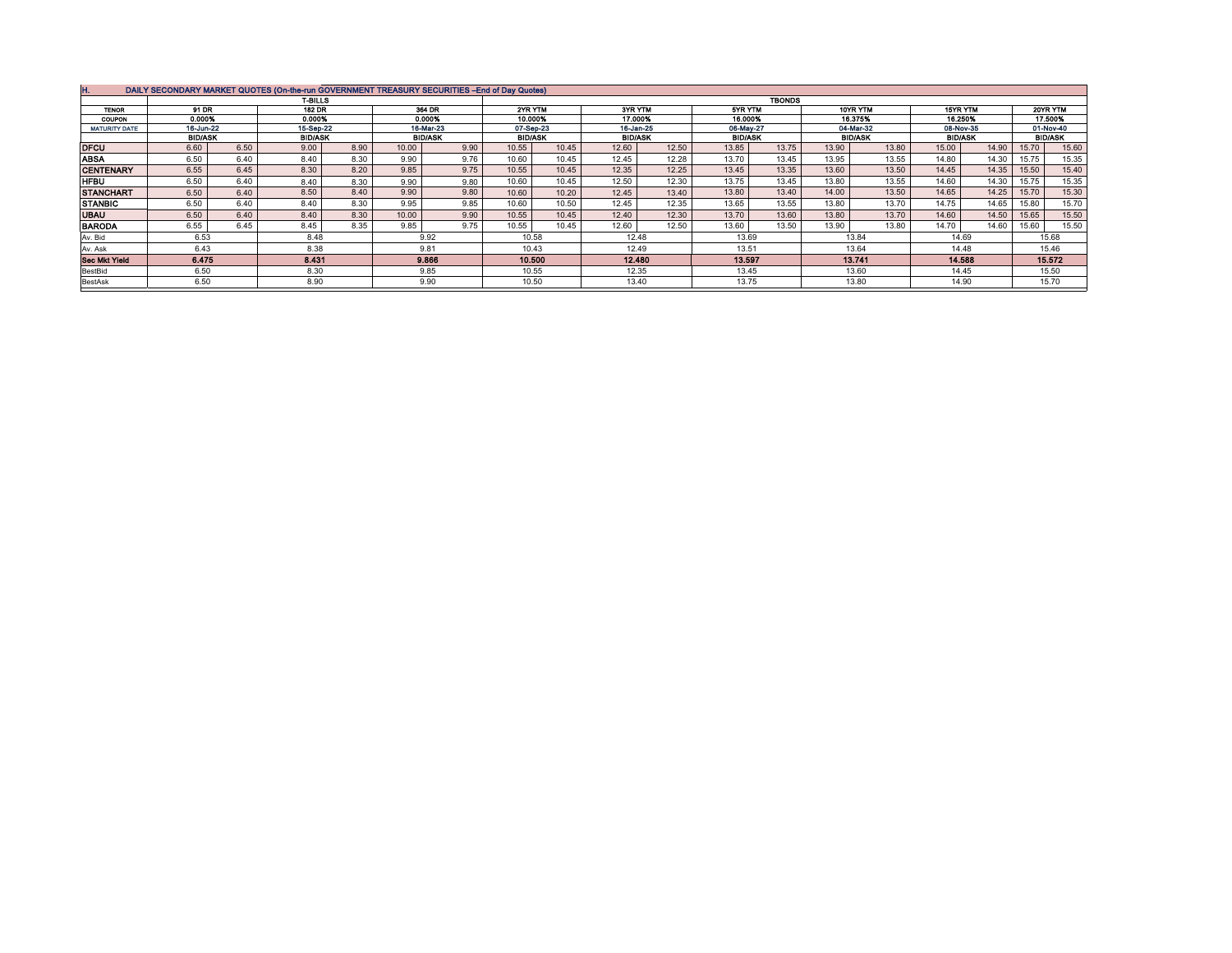| H. | DAILY SECONDARY MARKET QUOTES (On-the-run GOVERNMENT TREASURY SECURITIES –End of Day Quotes) | | | | | | | | | | | | | | | | | |
|---|---|---|---|---|---|---|---|---|---|---|---|---|---|---|---|---|---|---|
| | T-BILLS | | | | | | TBONDS | | | | | | | | | | | |
| TENOR | 91 DR | | 182 DR | | 364 DR | | 2YR YTM | | 3YR YTM | | 5YR YTM | | 10YR YTM | | 15YR YTM | | 20YR YTM | |
| COUPON | 0.000% | | 0.000% | | 0.000% | | 10.000% | | 17.000% | | 16.000% | | 16.375% | | 16.250% | | 17.500% | |
| MATURITY DATE | 16-Jun-22 | | 15-Sep-22 | | 16-Mar-23 | | 07-Sep-23 | | 16-Jan-25 | | 06-May-27 | | 04-Mar-32 | | 08-Nov-35 | | 01-Nov-40 | |
| | BID/ASK | | BID/ASK | | BID/ASK | | BID/ASK | | BID/ASK | | BID/ASK | | BID/ASK | | BID/ASK | | BID/ASK | |
| DFCU | 6.60 | 6.50 | 9.00 | 8.90 | 10.00 | 9.90 | 10.55 | 10.45 | 12.60 | 12.50 | 13.85 | 13.75 | 13.90 | 13.80 | 15.00 | 14.90 | 15.70 | 15.60 |
| ABSA | 6.50 | 6.40 | 8.40 | 8.30 | 9.90 | 9.76 | 10.60 | 10.45 | 12.45 | 12.28 | 13.70 | 13.45 | 13.95 | 13.55 | 14.80 | 14.30 | 15.75 | 15.35 |
| CENTENARY | 6.55 | 6.45 | 8.30 | 8.20 | 9.85 | 9.75 | 10.55 | 10.45 | 12.35 | 12.25 | 13.45 | 13.35 | 13.60 | 13.50 | 14.45 | 14.35 | 15.50 | 15.40 |
| HFBU | 6.50 | 6.40 | 8.40 | 8.30 | 9.90 | 9.80 | 10.60 | 10.45 | 12.50 | 12.30 | 13.75 | 13.45 | 13.80 | 13.55 | 14.60 | 14.30 | 15.75 | 15.35 |
| STANCHART | 6.50 | 6.40 | 8.50 | 8.40 | 9.90 | 9.80 | 10.60 | 10.20 | 12.45 | 13.40 | 13.80 | 13.40 | 14.00 | 13.50 | 14.65 | 14.25 | 15.70 | 15.30 |
| STANBIC | 6.50 | 6.40 | 8.40 | 8.30 | 9.95 | 9.85 | 10.60 | 10.50 | 12.45 | 12.35 | 13.65 | 13.55 | 13.80 | 13.70 | 14.75 | 14.65 | 15.80 | 15.70 |
| UBAU | 6.50 | 6.40 | 8.40 | 8.30 | 10.00 | 9.90 | 10.55 | 10.45 | 12.40 | 12.30 | 13.70 | 13.60 | 13.80 | 13.70 | 14.60 | 14.50 | 15.65 | 15.50 |
| BARODA | 6.55 | 6.45 | 8.45 | 8.35 | 9.85 | 9.75 | 10.55 | 10.45 | 12.60 | 12.50 | 13.60 | 13.50 | 13.90 | 13.80 | 14.70 | 14.60 | 15.60 | 15.50 |
| Av. Bid | 6.53 | | 8.48 | | 9.92 | | 10.58 | | 12.48 | | 13.69 | | 13.84 | | 14.69 | | 15.68 | |
| Av. Ask | 6.43 | | 8.38 | | 9.81 | | 10.43 | | 12.49 | | 13.51 | | 13.64 | | 14.48 | | 15.46 | |
| **Sec Mkt Yield** | **6.475** | | **8.431** | | **9.866** | | **10.500** | | **12.480** | | **13.597** | | **13.741** | | **14.588** | | **15.572** | |
| BestBid | 6.50 | | 8.30 | | 9.85 | | 10.55 | | 12.35 | | 13.45 | | 13.60 | | 14.45 | | 15.50 | |
| BestAsk | 6.50 | | 8.90 | | 9.90 | | 10.50 | | 13.40 | | 13.75 | | 13.80 | | 14.90 | | 15.70 | |